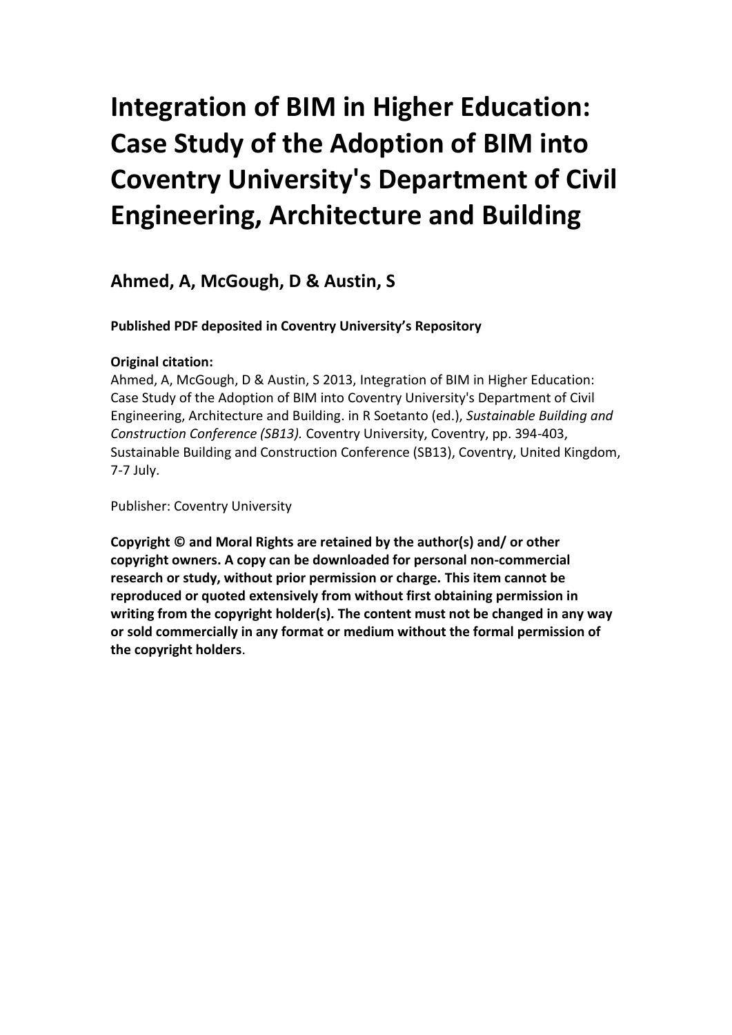# Integration of BIM in Higher Education: Case Study of the Adoption of BIM into Coventry University's Department of Civil Engineering, Architecture and Building

## Ahmed, A, McGough, D & Austin, S

**Published PDF deposited in Coventry University's Repository**

**Original citation:**
Ahmed, A, McGough, D & Austin, S 2013, Integration of BIM in Higher Education: Case Study of the Adoption of BIM into Coventry University's Department of Civil Engineering, Architecture and Building. in R Soetanto (ed.), *Sustainable Building and Construction Conference (SB13).* Coventry University, Coventry, pp. 394-403, Sustainable Building and Construction Conference (SB13), Coventry, United Kingdom, 7-7 July.

Publisher: Coventry University

**Copyright © and Moral Rights are retained by the author(s) and/ or other copyright owners. A copy can be downloaded for personal non-commercial research or study, without prior permission or charge. This item cannot be reproduced or quoted extensively from without first obtaining permission in writing from the copyright holder(s). The content must not be changed in any way or sold commercially in any format or medium without the formal permission of the copyright holders**.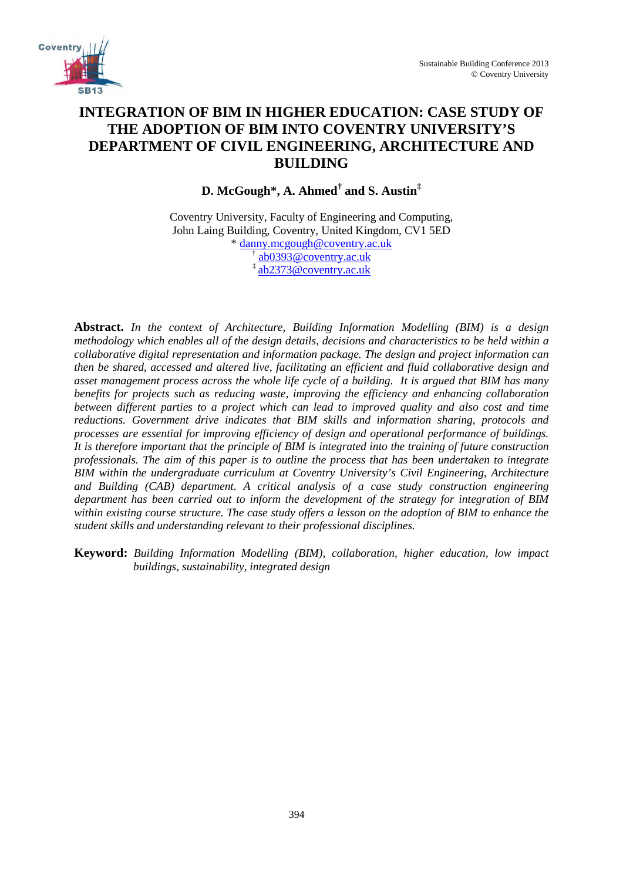# INTEGRATION OF BIM IN HIGHER EDUCATION: CASE STUDY OF THE ADOPTION OF BIM INTO COVENTRY UNIVERSITY'S DEPARTMENT OF CIVIL ENGINEERING, ARCHITECTURE AND BUILDING

**D. McGough\*, A. Ahmed[†] and S. Austin[‡]**

Coventry University, Faculty of Engineering and Computing,
John Laing Building, Coventry, United Kingdom, CV1 5ED
\* danny.mcgough@coventry.ac.uk
[†] ab0393@coventry.ac.uk
[‡] ab2373@coventry.ac.uk

**Abstract.** *In the context of Architecture, Building Information Modelling (BIM) is a design methodology which enables all of the design details, decisions and characteristics to be held within a collaborative digital representation and information package. The design and project information can then be shared, accessed and altered live, facilitating an efficient and fluid collaborative design and asset management process across the whole life cycle of a building. It is argued that BIM has many benefits for projects such as reducing waste, improving the efficiency and enhancing collaboration between different parties to a project which can lead to improved quality and also cost and time reductions. Government drive indicates that BIM skills and information sharing, protocols and processes are essential for improving efficiency of design and operational performance of buildings. It is therefore important that the principle of BIM is integrated into the training of future construction professionals. The aim of this paper is to outline the process that has been undertaken to integrate BIM within the undergraduate curriculum at Coventry University's Civil Engineering, Architecture and Building (CAB) department. A critical analysis of a case study construction engineering department has been carried out to inform the development of the strategy for integration of BIM within existing course structure. The case study offers a lesson on the adoption of BIM to enhance the student skills and understanding relevant to their professional disciplines.*

**Keyword:** *Building Information Modelling (BIM), collaboration, higher education, low impact buildings, sustainability, integrated design*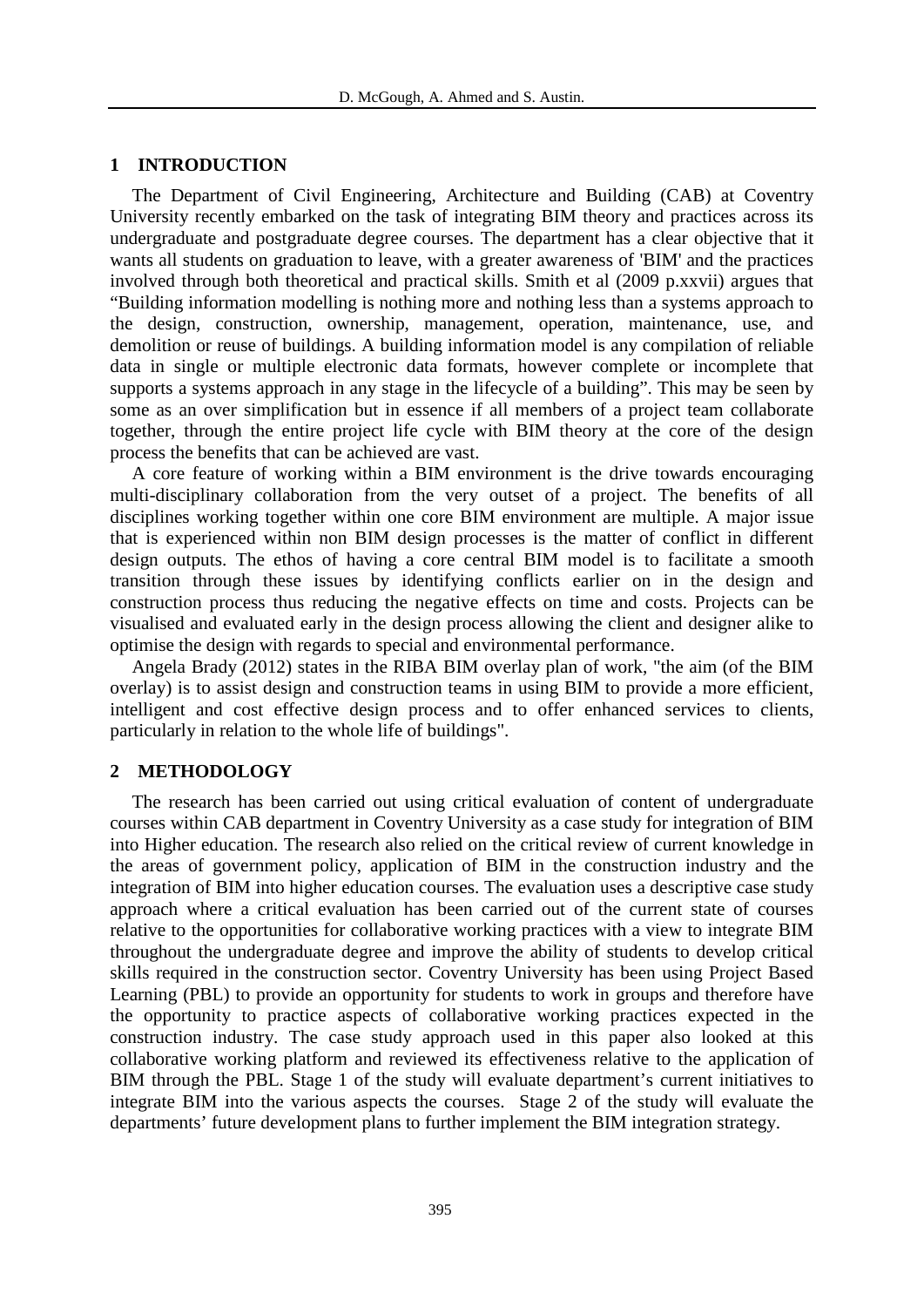## 1 INTRODUCTION

The Department of Civil Engineering, Architecture and Building (CAB) at Coventry University recently embarked on the task of integrating BIM theory and practices across its undergraduate and postgraduate degree courses. The department has a clear objective that it wants all students on graduation to leave, with a greater awareness of 'BIM' and the practices involved through both theoretical and practical skills. Smith et al (2009 p.xxvii) argues that "Building information modelling is nothing more and nothing less than a systems approach to the design, construction, ownership, management, operation, maintenance, use, and demolition or reuse of buildings. A building information model is any compilation of reliable data in single or multiple electronic data formats, however complete or incomplete that supports a systems approach in any stage in the lifecycle of a building". This may be seen by some as an over simplification but in essence if all members of a project team collaborate together, through the entire project life cycle with BIM theory at the core of the design process the benefits that can be achieved are vast.

A core feature of working within a BIM environment is the drive towards encouraging multi-disciplinary collaboration from the very outset of a project. The benefits of all disciplines working together within one core BIM environment are multiple. A major issue that is experienced within non BIM design processes is the matter of conflict in different design outputs. The ethos of having a core central BIM model is to facilitate a smooth transition through these issues by identifying conflicts earlier on in the design and construction process thus reducing the negative effects on time and costs. Projects can be visualised and evaluated early in the design process allowing the client and designer alike to optimise the design with regards to special and environmental performance.

Angela Brady (2012) states in the RIBA BIM overlay plan of work, "the aim (of the BIM overlay) is to assist design and construction teams in using BIM to provide a more efficient, intelligent and cost effective design process and to offer enhanced services to clients, particularly in relation to the whole life of buildings".

## 2 METHODOLOGY

The research has been carried out using critical evaluation of content of undergraduate courses within CAB department in Coventry University as a case study for integration of BIM into Higher education. The research also relied on the critical review of current knowledge in the areas of government policy, application of BIM in the construction industry and the integration of BIM into higher education courses. The evaluation uses a descriptive case study approach where a critical evaluation has been carried out of the current state of courses relative to the opportunities for collaborative working practices with a view to integrate BIM throughout the undergraduate degree and improve the ability of students to develop critical skills required in the construction sector. Coventry University has been using Project Based Learning (PBL) to provide an opportunity for students to work in groups and therefore have the opportunity to practice aspects of collaborative working practices expected in the construction industry. The case study approach used in this paper also looked at this collaborative working platform and reviewed its effectiveness relative to the application of BIM through the PBL. Stage 1 of the study will evaluate department's current initiatives to integrate BIM into the various aspects the courses. Stage 2 of the study will evaluate the departments' future development plans to further implement the BIM integration strategy.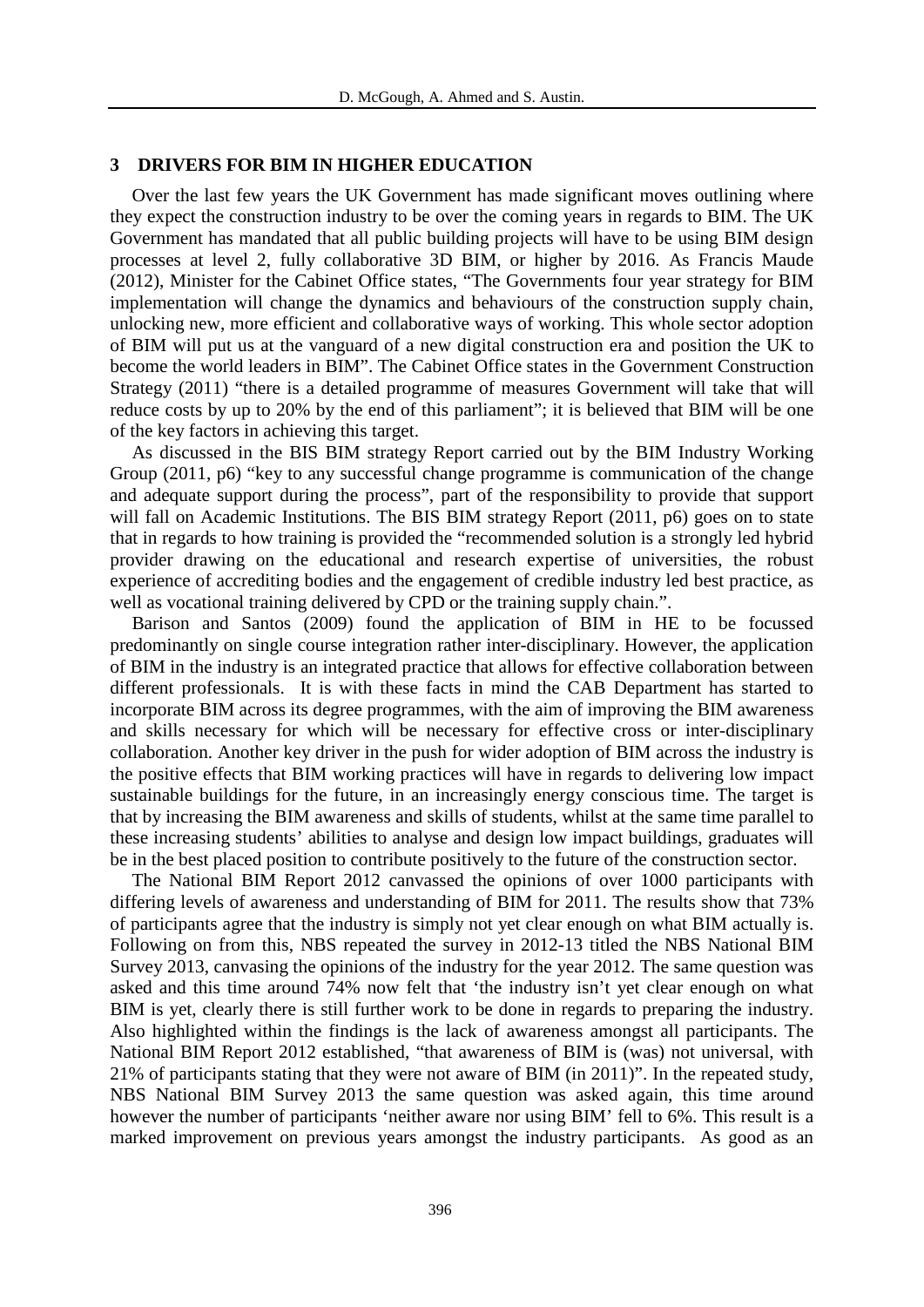## 3 DRIVERS FOR BIM IN HIGHER EDUCATION

Over the last few years the UK Government has made significant moves outlining where they expect the construction industry to be over the coming years in regards to BIM. The UK Government has mandated that all public building projects will have to be using BIM design processes at level 2, fully collaborative 3D BIM, or higher by 2016. As Francis Maude (2012), Minister for the Cabinet Office states, "The Governments four year strategy for BIM implementation will change the dynamics and behaviours of the construction supply chain, unlocking new, more efficient and collaborative ways of working. This whole sector adoption of BIM will put us at the vanguard of a new digital construction era and position the UK to become the world leaders in BIM". The Cabinet Office states in the Government Construction Strategy (2011) "there is a detailed programme of measures Government will take that will reduce costs by up to 20% by the end of this parliament"; it is believed that BIM will be one of the key factors in achieving this target.

As discussed in the BIS BIM strategy Report carried out by the BIM Industry Working Group (2011, p6) "key to any successful change programme is communication of the change and adequate support during the process", part of the responsibility to provide that support will fall on Academic Institutions. The BIS BIM strategy Report (2011, p6) goes on to state that in regards to how training is provided the "recommended solution is a strongly led hybrid provider drawing on the educational and research expertise of universities, the robust experience of accrediting bodies and the engagement of credible industry led best practice, as well as vocational training delivered by CPD or the training supply chain.".

Barison and Santos (2009) found the application of BIM in HE to be focussed predominantly on single course integration rather inter-disciplinary. However, the application of BIM in the industry is an integrated practice that allows for effective collaboration between different professionals. It is with these facts in mind the CAB Department has started to incorporate BIM across its degree programmes, with the aim of improving the BIM awareness and skills necessary for which will be necessary for effective cross or inter-disciplinary collaboration. Another key driver in the push for wider adoption of BIM across the industry is the positive effects that BIM working practices will have in regards to delivering low impact sustainable buildings for the future, in an increasingly energy conscious time. The target is that by increasing the BIM awareness and skills of students, whilst at the same time parallel to these increasing students' abilities to analyse and design low impact buildings, graduates will be in the best placed position to contribute positively to the future of the construction sector.

The National BIM Report 2012 canvassed the opinions of over 1000 participants with differing levels of awareness and understanding of BIM for 2011. The results show that 73% of participants agree that the industry is simply not yet clear enough on what BIM actually is. Following on from this, NBS repeated the survey in 2012-13 titled the NBS National BIM Survey 2013, canvasing the opinions of the industry for the year 2012. The same question was asked and this time around 74% now felt that 'the industry isn't yet clear enough on what BIM is yet, clearly there is still further work to be done in regards to preparing the industry. Also highlighted within the findings is the lack of awareness amongst all participants. The National BIM Report 2012 established, "that awareness of BIM is (was) not universal, with 21% of participants stating that they were not aware of BIM (in 2011)". In the repeated study, NBS National BIM Survey 2013 the same question was asked again, this time around however the number of participants 'neither aware nor using BIM' fell to 6%. This result is a marked improvement on previous years amongst the industry participants. As good as an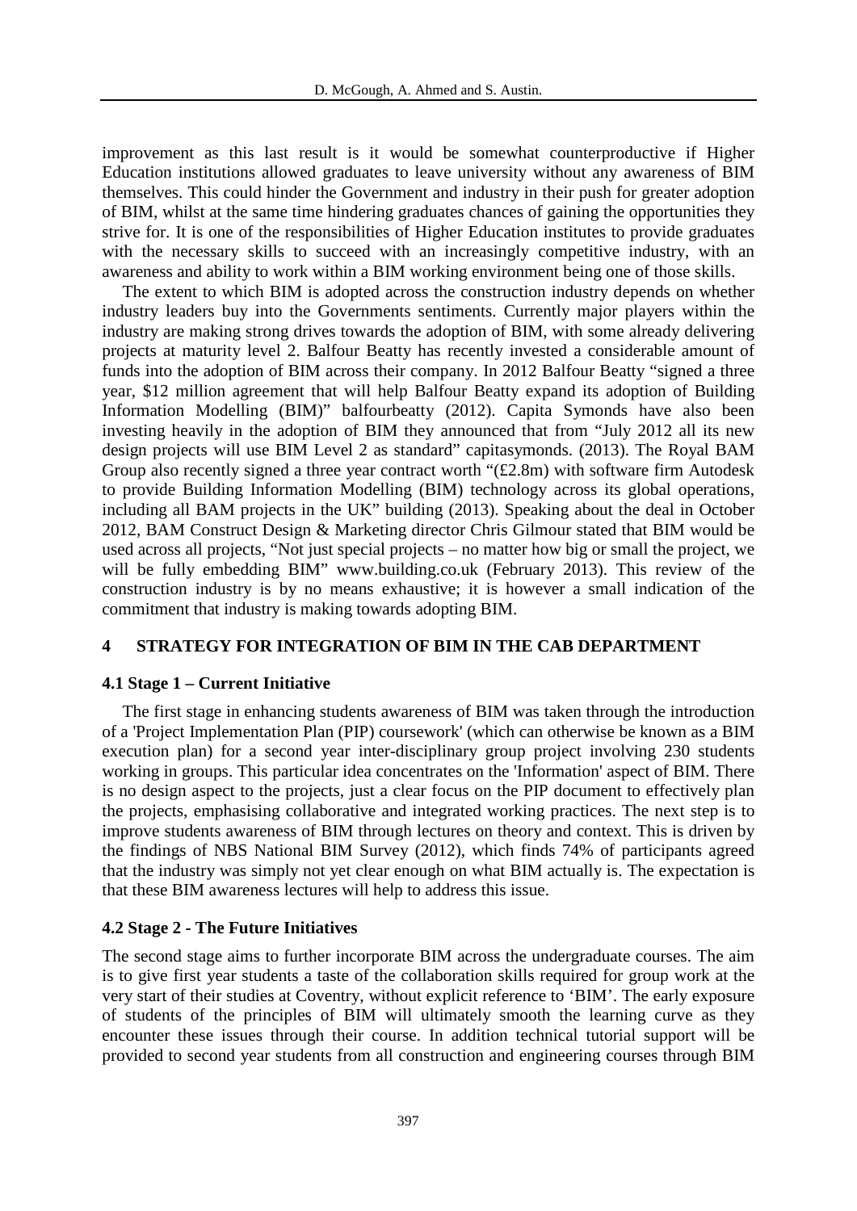improvement as this last result is it would be somewhat counterproductive if Higher Education institutions allowed graduates to leave university without any awareness of BIM themselves. This could hinder the Government and industry in their push for greater adoption of BIM, whilst at the same time hindering graduates chances of gaining the opportunities they strive for. It is one of the responsibilities of Higher Education institutes to provide graduates with the necessary skills to succeed with an increasingly competitive industry, with an awareness and ability to work within a BIM working environment being one of those skills.

The extent to which BIM is adopted across the construction industry depends on whether industry leaders buy into the Governments sentiments. Currently major players within the industry are making strong drives towards the adoption of BIM, with some already delivering projects at maturity level 2. Balfour Beatty has recently invested a considerable amount of funds into the adoption of BIM across their company. In 2012 Balfour Beatty "signed a three year, $12 million agreement that will help Balfour Beatty expand its adoption of Building Information Modelling (BIM)" balfourbeatty (2012). Capita Symonds have also been investing heavily in the adoption of BIM they announced that from "July 2012 all its new design projects will use BIM Level 2 as standard" capitasymonds. (2013). The Royal BAM Group also recently signed a three year contract worth "(£2.8m) with software firm Autodesk to provide Building Information Modelling (BIM) technology across its global operations, including all BAM projects in the UK" building (2013). Speaking about the deal in October 2012, BAM Construct Design & Marketing director Chris Gilmour stated that BIM would be used across all projects, "Not just special projects – no matter how big or small the project, we will be fully embedding BIM" www.building.co.uk (February 2013). This review of the construction industry is by no means exhaustive; it is however a small indication of the commitment that industry is making towards adopting BIM.

## 4 STRATEGY FOR INTEGRATION OF BIM IN THE CAB DEPARTMENT

### 4.1 Stage 1 – Current Initiative

The first stage in enhancing students awareness of BIM was taken through the introduction of a 'Project Implementation Plan (PIP) coursework' (which can otherwise be known as a BIM execution plan) for a second year inter-disciplinary group project involving 230 students working in groups. This particular idea concentrates on the 'Information' aspect of BIM. There is no design aspect to the projects, just a clear focus on the PIP document to effectively plan the projects, emphasising collaborative and integrated working practices. The next step is to improve students awareness of BIM through lectures on theory and context. This is driven by the findings of NBS National BIM Survey (2012), which finds 74% of participants agreed that the industry was simply not yet clear enough on what BIM actually is. The expectation is that these BIM awareness lectures will help to address this issue.

### 4.2 Stage 2 - The Future Initiatives

The second stage aims to further incorporate BIM across the undergraduate courses. The aim is to give first year students a taste of the collaboration skills required for group work at the very start of their studies at Coventry, without explicit reference to 'BIM'. The early exposure of students of the principles of BIM will ultimately smooth the learning curve as they encounter these issues through their course. In addition technical tutorial support will be provided to second year students from all construction and engineering courses through BIM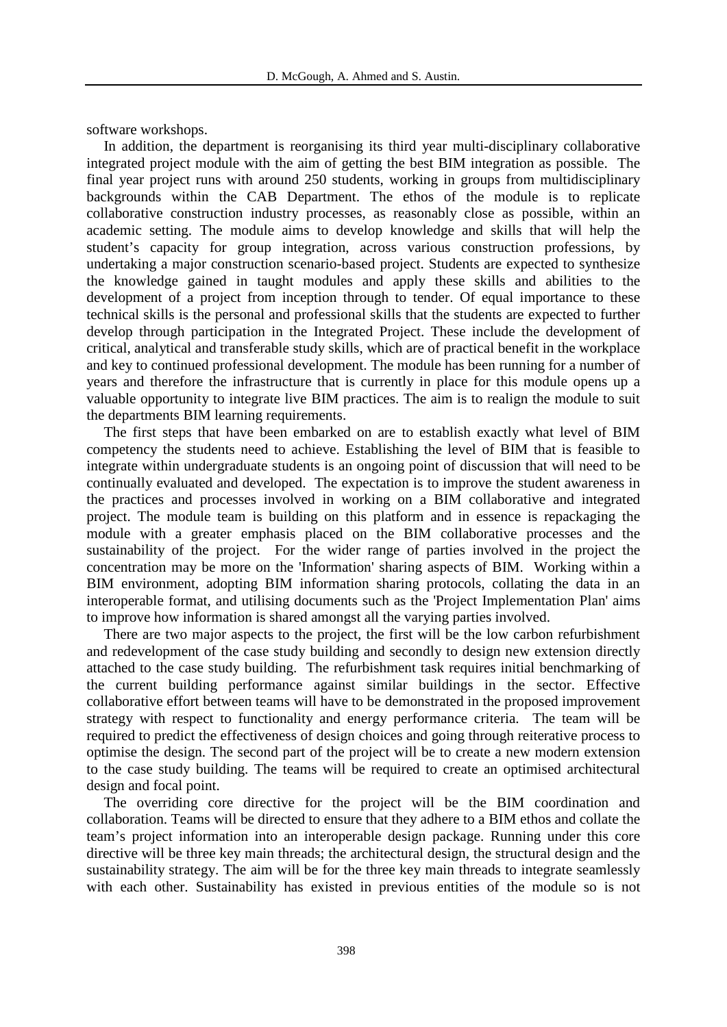software workshops.

In addition, the department is reorganising its third year multi-disciplinary collaborative integrated project module with the aim of getting the best BIM integration as possible. The final year project runs with around 250 students, working in groups from multidisciplinary backgrounds within the CAB Department. The ethos of the module is to replicate collaborative construction industry processes, as reasonably close as possible, within an academic setting. The module aims to develop knowledge and skills that will help the student's capacity for group integration, across various construction professions, by undertaking a major construction scenario-based project. Students are expected to synthesize the knowledge gained in taught modules and apply these skills and abilities to the development of a project from inception through to tender. Of equal importance to these technical skills is the personal and professional skills that the students are expected to further develop through participation in the Integrated Project. These include the development of critical, analytical and transferable study skills, which are of practical benefit in the workplace and key to continued professional development. The module has been running for a number of years and therefore the infrastructure that is currently in place for this module opens up a valuable opportunity to integrate live BIM practices. The aim is to realign the module to suit the departments BIM learning requirements.

The first steps that have been embarked on are to establish exactly what level of BIM competency the students need to achieve. Establishing the level of BIM that is feasible to integrate within undergraduate students is an ongoing point of discussion that will need to be continually evaluated and developed. The expectation is to improve the student awareness in the practices and processes involved in working on a BIM collaborative and integrated project. The module team is building on this platform and in essence is repackaging the module with a greater emphasis placed on the BIM collaborative processes and the sustainability of the project. For the wider range of parties involved in the project the concentration may be more on the 'Information' sharing aspects of BIM. Working within a BIM environment, adopting BIM information sharing protocols, collating the data in an interoperable format, and utilising documents such as the 'Project Implementation Plan' aims to improve how information is shared amongst all the varying parties involved.

There are two major aspects to the project, the first will be the low carbon refurbishment and redevelopment of the case study building and secondly to design new extension directly attached to the case study building. The refurbishment task requires initial benchmarking of the current building performance against similar buildings in the sector. Effective collaborative effort between teams will have to be demonstrated in the proposed improvement strategy with respect to functionality and energy performance criteria. The team will be required to predict the effectiveness of design choices and going through reiterative process to optimise the design. The second part of the project will be to create a new modern extension to the case study building. The teams will be required to create an optimised architectural design and focal point.

The overriding core directive for the project will be the BIM coordination and collaboration. Teams will be directed to ensure that they adhere to a BIM ethos and collate the team's project information into an interoperable design package. Running under this core directive will be three key main threads; the architectural design, the structural design and the sustainability strategy. The aim will be for the three key main threads to integrate seamlessly with each other. Sustainability has existed in previous entities of the module so is not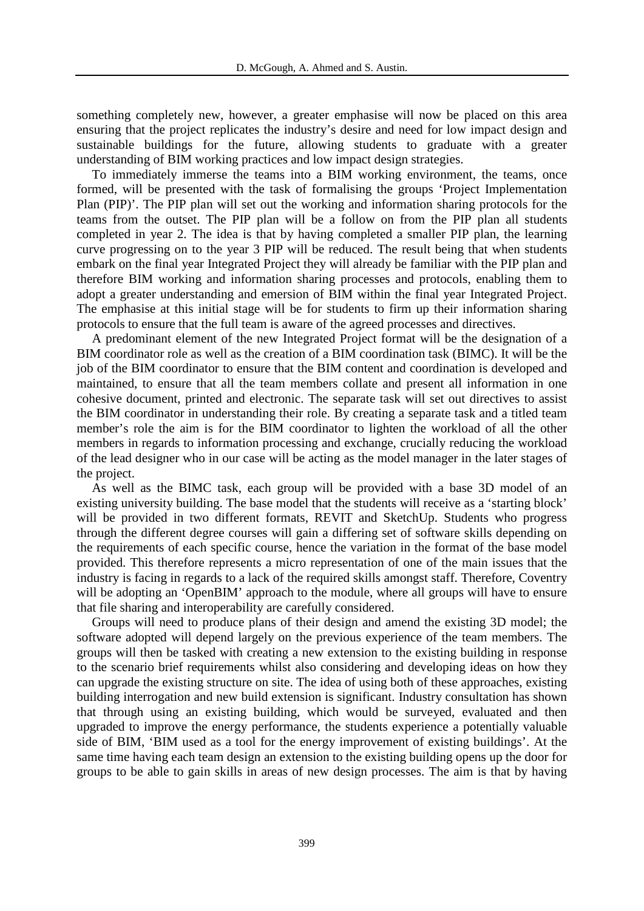something completely new, however, a greater emphasise will now be placed on this area ensuring that the project replicates the industry's desire and need for low impact design and sustainable buildings for the future, allowing students to graduate with a greater understanding of BIM working practices and low impact design strategies.

To immediately immerse the teams into a BIM working environment, the teams, once formed, will be presented with the task of formalising the groups 'Project Implementation Plan (PIP)'. The PIP plan will set out the working and information sharing protocols for the teams from the outset. The PIP plan will be a follow on from the PIP plan all students completed in year 2. The idea is that by having completed a smaller PIP plan, the learning curve progressing on to the year 3 PIP will be reduced. The result being that when students embark on the final year Integrated Project they will already be familiar with the PIP plan and therefore BIM working and information sharing processes and protocols, enabling them to adopt a greater understanding and emersion of BIM within the final year Integrated Project. The emphasise at this initial stage will be for students to firm up their information sharing protocols to ensure that the full team is aware of the agreed processes and directives.

A predominant element of the new Integrated Project format will be the designation of a BIM coordinator role as well as the creation of a BIM coordination task (BIMC). It will be the job of the BIM coordinator to ensure that the BIM content and coordination is developed and maintained, to ensure that all the team members collate and present all information in one cohesive document, printed and electronic. The separate task will set out directives to assist the BIM coordinator in understanding their role. By creating a separate task and a titled team member's role the aim is for the BIM coordinator to lighten the workload of all the other members in regards to information processing and exchange, crucially reducing the workload of the lead designer who in our case will be acting as the model manager in the later stages of the project.

As well as the BIMC task, each group will be provided with a base 3D model of an existing university building. The base model that the students will receive as a 'starting block' will be provided in two different formats, REVIT and SketchUp. Students who progress through the different degree courses will gain a differing set of software skills depending on the requirements of each specific course, hence the variation in the format of the base model provided. This therefore represents a micro representation of one of the main issues that the industry is facing in regards to a lack of the required skills amongst staff. Therefore, Coventry will be adopting an 'OpenBIM' approach to the module, where all groups will have to ensure that file sharing and interoperability are carefully considered.

Groups will need to produce plans of their design and amend the existing 3D model; the software adopted will depend largely on the previous experience of the team members. The groups will then be tasked with creating a new extension to the existing building in response to the scenario brief requirements whilst also considering and developing ideas on how they can upgrade the existing structure on site. The idea of using both of these approaches, existing building interrogation and new build extension is significant. Industry consultation has shown that through using an existing building, which would be surveyed, evaluated and then upgraded to improve the energy performance, the students experience a potentially valuable side of BIM, 'BIM used as a tool for the energy improvement of existing buildings'. At the same time having each team design an extension to the existing building opens up the door for groups to be able to gain skills in areas of new design processes. The aim is that by having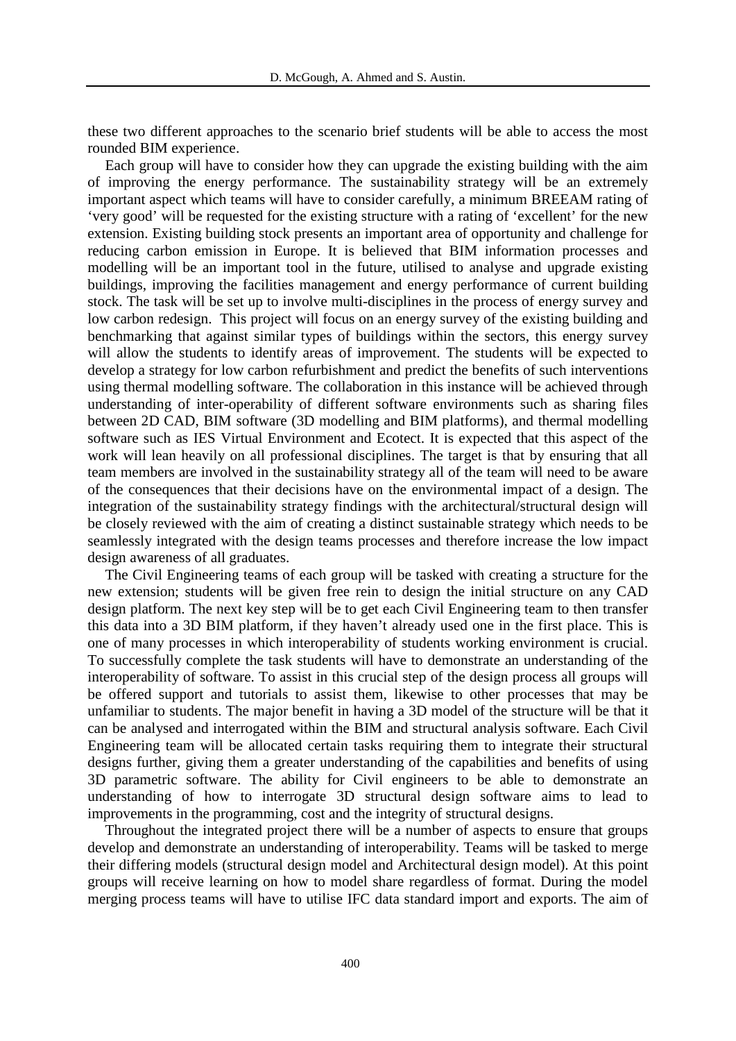these two different approaches to the scenario brief students will be able to access the most rounded BIM experience.

Each group will have to consider how they can upgrade the existing building with the aim of improving the energy performance. The sustainability strategy will be an extremely important aspect which teams will have to consider carefully, a minimum BREEAM rating of 'very good' will be requested for the existing structure with a rating of 'excellent' for the new extension. Existing building stock presents an important area of opportunity and challenge for reducing carbon emission in Europe. It is believed that BIM information processes and modelling will be an important tool in the future, utilised to analyse and upgrade existing buildings, improving the facilities management and energy performance of current building stock. The task will be set up to involve multi-disciplines in the process of energy survey and low carbon redesign. This project will focus on an energy survey of the existing building and benchmarking that against similar types of buildings within the sectors, this energy survey will allow the students to identify areas of improvement. The students will be expected to develop a strategy for low carbon refurbishment and predict the benefits of such interventions using thermal modelling software. The collaboration in this instance will be achieved through understanding of inter-operability of different software environments such as sharing files between 2D CAD, BIM software (3D modelling and BIM platforms), and thermal modelling software such as IES Virtual Environment and Ecotect. It is expected that this aspect of the work will lean heavily on all professional disciplines. The target is that by ensuring that all team members are involved in the sustainability strategy all of the team will need to be aware of the consequences that their decisions have on the environmental impact of a design. The integration of the sustainability strategy findings with the architectural/structural design will be closely reviewed with the aim of creating a distinct sustainable strategy which needs to be seamlessly integrated with the design teams processes and therefore increase the low impact design awareness of all graduates.

The Civil Engineering teams of each group will be tasked with creating a structure for the new extension; students will be given free rein to design the initial structure on any CAD design platform. The next key step will be to get each Civil Engineering team to then transfer this data into a 3D BIM platform, if they haven't already used one in the first place. This is one of many processes in which interoperability of students working environment is crucial. To successfully complete the task students will have to demonstrate an understanding of the interoperability of software. To assist in this crucial step of the design process all groups will be offered support and tutorials to assist them, likewise to other processes that may be unfamiliar to students. The major benefit in having a 3D model of the structure will be that it can be analysed and interrogated within the BIM and structural analysis software. Each Civil Engineering team will be allocated certain tasks requiring them to integrate their structural designs further, giving them a greater understanding of the capabilities and benefits of using 3D parametric software. The ability for Civil engineers to be able to demonstrate an understanding of how to interrogate 3D structural design software aims to lead to improvements in the programming, cost and the integrity of structural designs.

Throughout the integrated project there will be a number of aspects to ensure that groups develop and demonstrate an understanding of interoperability. Teams will be tasked to merge their differing models (structural design model and Architectural design model). At this point groups will receive learning on how to model share regardless of format. During the model merging process teams will have to utilise IFC data standard import and exports. The aim of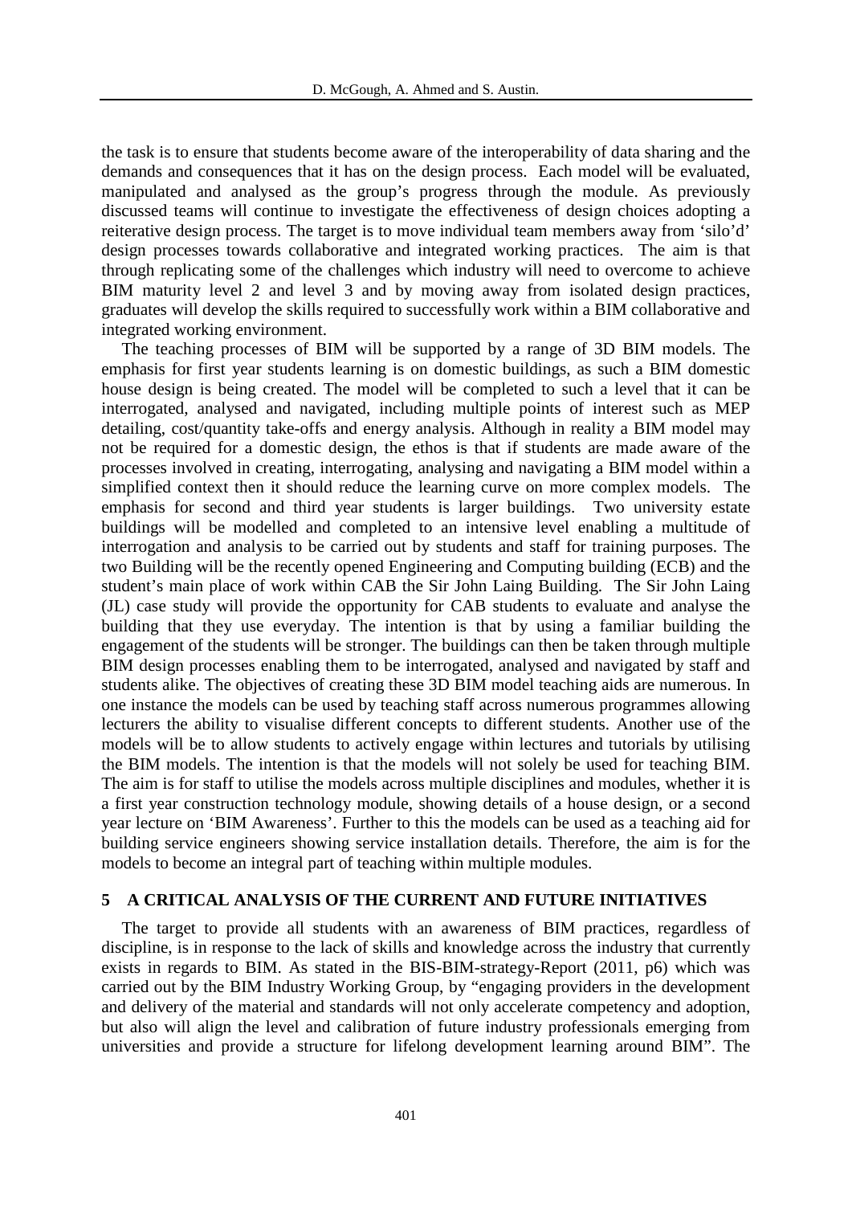the task is to ensure that students become aware of the interoperability of data sharing and the demands and consequences that it has on the design process. Each model will be evaluated, manipulated and analysed as the group's progress through the module. As previously discussed teams will continue to investigate the effectiveness of design choices adopting a reiterative design process. The target is to move individual team members away from 'silo'd' design processes towards collaborative and integrated working practices. The aim is that through replicating some of the challenges which industry will need to overcome to achieve BIM maturity level 2 and level 3 and by moving away from isolated design practices, graduates will develop the skills required to successfully work within a BIM collaborative and integrated working environment.

The teaching processes of BIM will be supported by a range of 3D BIM models. The emphasis for first year students learning is on domestic buildings, as such a BIM domestic house design is being created. The model will be completed to such a level that it can be interrogated, analysed and navigated, including multiple points of interest such as MEP detailing, cost/quantity take-offs and energy analysis. Although in reality a BIM model may not be required for a domestic design, the ethos is that if students are made aware of the processes involved in creating, interrogating, analysing and navigating a BIM model within a simplified context then it should reduce the learning curve on more complex models. The emphasis for second and third year students is larger buildings. Two university estate buildings will be modelled and completed to an intensive level enabling a multitude of interrogation and analysis to be carried out by students and staff for training purposes. The two Building will be the recently opened Engineering and Computing building (ECB) and the student's main place of work within CAB the Sir John Laing Building. The Sir John Laing (JL) case study will provide the opportunity for CAB students to evaluate and analyse the building that they use everyday. The intention is that by using a familiar building the engagement of the students will be stronger. The buildings can then be taken through multiple BIM design processes enabling them to be interrogated, analysed and navigated by staff and students alike. The objectives of creating these 3D BIM model teaching aids are numerous. In one instance the models can be used by teaching staff across numerous programmes allowing lecturers the ability to visualise different concepts to different students. Another use of the models will be to allow students to actively engage within lectures and tutorials by utilising the BIM models. The intention is that the models will not solely be used for teaching BIM. The aim is for staff to utilise the models across multiple disciplines and modules, whether it is a first year construction technology module, showing details of a house design, or a second year lecture on 'BIM Awareness'. Further to this the models can be used as a teaching aid for building service engineers showing service installation details. Therefore, the aim is for the models to become an integral part of teaching within multiple modules.

## 5 A CRITICAL ANALYSIS OF THE CURRENT AND FUTURE INITIATIVES

The target to provide all students with an awareness of BIM practices, regardless of discipline, is in response to the lack of skills and knowledge across the industry that currently exists in regards to BIM. As stated in the BIS-BIM-strategy-Report (2011, p6) which was carried out by the BIM Industry Working Group, by "engaging providers in the development and delivery of the material and standards will not only accelerate competency and adoption, but also will align the level and calibration of future industry professionals emerging from universities and provide a structure for lifelong development learning around BIM". The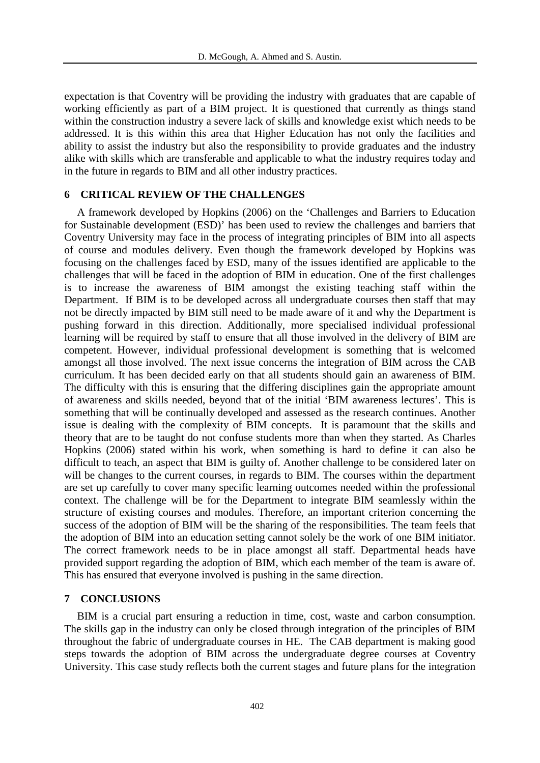expectation is that Coventry will be providing the industry with graduates that are capable of working efficiently as part of a BIM project. It is questioned that currently as things stand within the construction industry a severe lack of skills and knowledge exist which needs to be addressed. It is this within this area that Higher Education has not only the facilities and ability to assist the industry but also the responsibility to provide graduates and the industry alike with skills which are transferable and applicable to what the industry requires today and in the future in regards to BIM and all other industry practices.

## 6 CRITICAL REVIEW OF THE CHALLENGES

A framework developed by Hopkins (2006) on the 'Challenges and Barriers to Education for Sustainable development (ESD)' has been used to review the challenges and barriers that Coventry University may face in the process of integrating principles of BIM into all aspects of course and modules delivery. Even though the framework developed by Hopkins was focusing on the challenges faced by ESD, many of the issues identified are applicable to the challenges that will be faced in the adoption of BIM in education. One of the first challenges is to increase the awareness of BIM amongst the existing teaching staff within the Department. If BIM is to be developed across all undergraduate courses then staff that may not be directly impacted by BIM still need to be made aware of it and why the Department is pushing forward in this direction. Additionally, more specialised individual professional learning will be required by staff to ensure that all those involved in the delivery of BIM are competent. However, individual professional development is something that is welcomed amongst all those involved. The next issue concerns the integration of BIM across the CAB curriculum. It has been decided early on that all students should gain an awareness of BIM. The difficulty with this is ensuring that the differing disciplines gain the appropriate amount of awareness and skills needed, beyond that of the initial 'BIM awareness lectures'. This is something that will be continually developed and assessed as the research continues. Another issue is dealing with the complexity of BIM concepts. It is paramount that the skills and theory that are to be taught do not confuse students more than when they started. As Charles Hopkins (2006) stated within his work, when something is hard to define it can also be difficult to teach, an aspect that BIM is guilty of. Another challenge to be considered later on will be changes to the current courses, in regards to BIM. The courses within the department are set up carefully to cover many specific learning outcomes needed within the professional context. The challenge will be for the Department to integrate BIM seamlessly within the structure of existing courses and modules. Therefore, an important criterion concerning the success of the adoption of BIM will be the sharing of the responsibilities. The team feels that the adoption of BIM into an education setting cannot solely be the work of one BIM initiator. The correct framework needs to be in place amongst all staff. Departmental heads have provided support regarding the adoption of BIM, which each member of the team is aware of. This has ensured that everyone involved is pushing in the same direction.

## 7 CONCLUSIONS

BIM is a crucial part ensuring a reduction in time, cost, waste and carbon consumption. The skills gap in the industry can only be closed through integration of the principles of BIM throughout the fabric of undergraduate courses in HE. The CAB department is making good steps towards the adoption of BIM across the undergraduate degree courses at Coventry University. This case study reflects both the current stages and future plans for the integration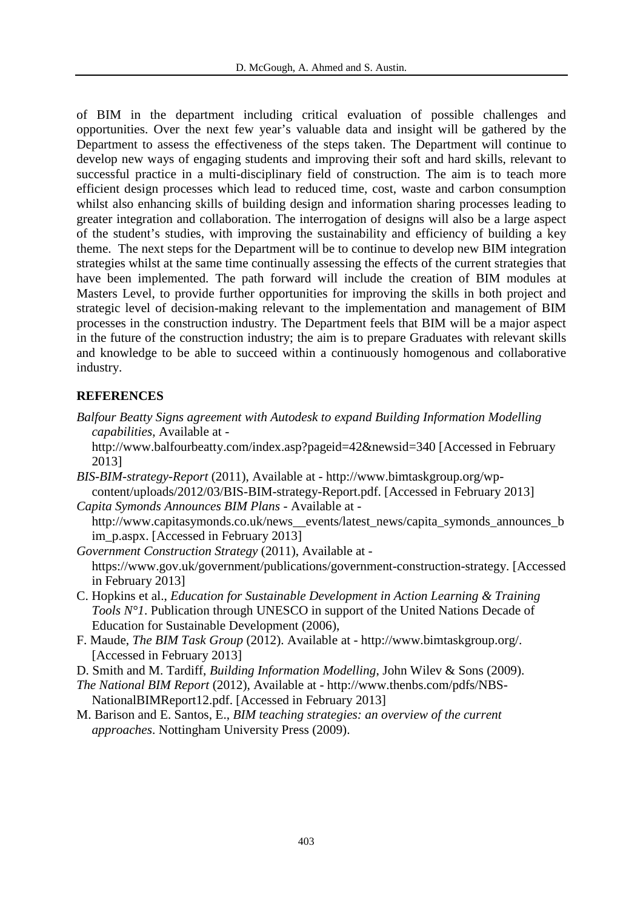of BIM in the department including critical evaluation of possible challenges and opportunities. Over the next few year's valuable data and insight will be gathered by the Department to assess the effectiveness of the steps taken. The Department will continue to develop new ways of engaging students and improving their soft and hard skills, relevant to successful practice in a multi-disciplinary field of construction. The aim is to teach more efficient design processes which lead to reduced time, cost, waste and carbon consumption whilst also enhancing skills of building design and information sharing processes leading to greater integration and collaboration. The interrogation of designs will also be a large aspect of the student's studies, with improving the sustainability and efficiency of building a key theme. The next steps for the Department will be to continue to develop new BIM integration strategies whilst at the same time continually assessing the effects of the current strategies that have been implemented. The path forward will include the creation of BIM modules at Masters Level, to provide further opportunities for improving the skills in both project and strategic level of decision-making relevant to the implementation and management of BIM processes in the construction industry. The Department feels that BIM will be a major aspect in the future of the construction industry; the aim is to prepare Graduates with relevant skills and knowledge to be able to succeed within a continuously homogenous and collaborative industry.

## REFERENCES

*Balfour Beatty Signs agreement with Autodesk to expand Building Information Modelling capabilities*, Available at - http://www.balfourbeatty.com/index.asp?pageid=42&newsid=340 [Accessed in February 2013]

*BIS-BIM-strategy-Report* (2011), Available at - http://www.bimtaskgroup.org/wp-content/uploads/2012/03/BIS-BIM-strategy-Report.pdf. [Accessed in February 2013]

*Capita Symonds Announces BIM Plans* - Available at - http://www.capitasymonds.co.uk/news__events/latest_news/capita_symonds_announces_bim_p.aspx. [Accessed in February 2013]

*Government Construction Strategy* (2011), Available at - https://www.gov.uk/government/publications/government-construction-strategy. [Accessed in February 2013]

C. Hopkins et al., *Education for Sustainable Development in Action Learning & Training Tools N°1*. Publication through UNESCO in support of the United Nations Decade of Education for Sustainable Development (2006),

F. Maude, *The BIM Task Group* (2012). Available at - http://www.bimtaskgroup.org/. [Accessed in February 2013]

D. Smith and M. Tardiff, *Building Information Modelling*, John Wilev & Sons (2009).

*The National BIM Report* (2012), Available at - http://www.thenbs.com/pdfs/NBS-NationalBIMReport12.pdf. [Accessed in February 2013]

M. Barison and E. Santos, E., *BIM teaching strategies: an overview of the current approaches*. Nottingham University Press (2009).